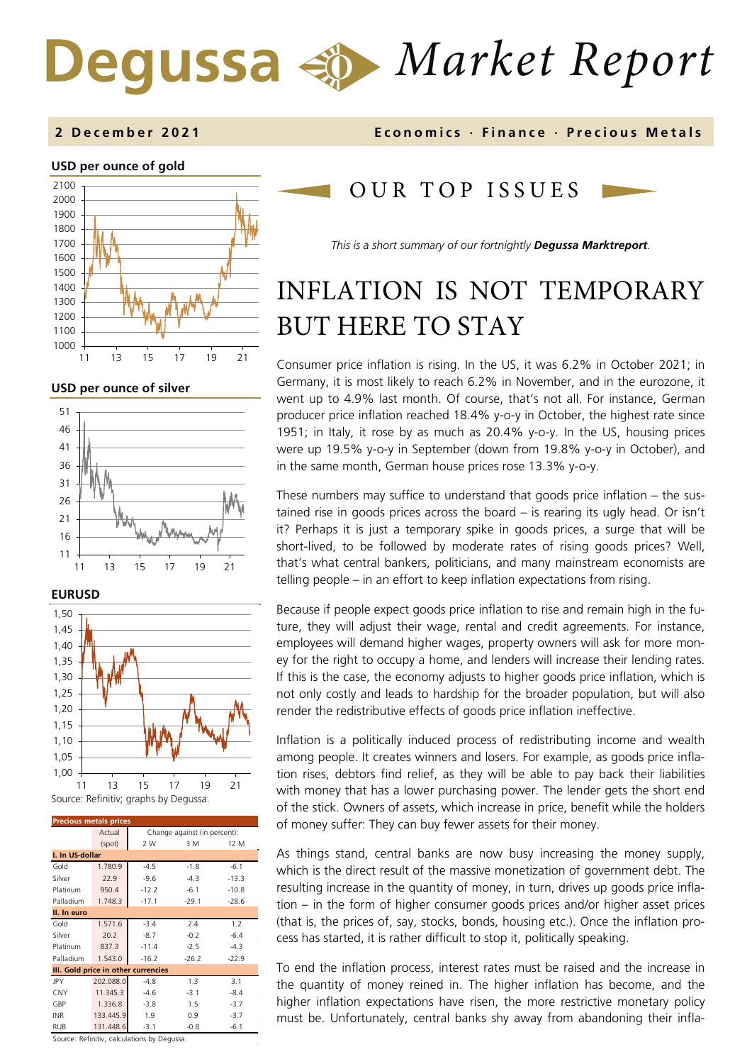# Degussa Market Report

**2 December 2021** **Economics · Finance · Precious Metals**

**USD per ounce of gold**

**USD per ounce of silver**

**EURUSD**

Source: Refinitiv; graphs by Degussa.

| Precious metals prices | Actual | Change against (in percent): | | |
|---|---|---|---|---|
| | (spot) | 2 W | 3 M | 12 M |
| **I. In US-dollar** | | | | |
| Gold | 1.780.9 | -4.5 | -1.8 | -6.1 |
| Silver | 22.9 | -9.6 | -4.3 | -13.3 |
| Platinum | 950.4 | -12.2 | -6.1 | -10.8 |
| Palladium | 1.748.3 | -17.1 | -29.1 | -28.6 |
| **II. In euro** | | | | |
| Gold | 1.571.6 | -3.4 | 2.4 | 1.2 |
| Silver | 20.2 | -8.7 | -0.2 | -6.4 |
| Platinum | 837.3 | -11.4 | -2.5 | -4.3 |
| Palladium | 1.543.0 | -16.2 | -26.2 | -22.9 |
| **III. Gold price in other currencies** | | | | |
| JPY | 202.088.0 | -4.8 | 1.3 | 3.1 |
| CNY | 11.345.3 | -4.6 | -3.1 | -8.4 |
| GBP | 1.336.8 | -3.8 | 1.5 | -3.7 |
| INR | 133.445.9 | 1.9 | 0.9 | -3.7 |
| RUB | 131.448.6 | -3.1 | -0.8 | -6.1 |

Source: Refinitiv; calculations by Degussa.

## OUR TOP ISSUES

*This is a short summary of our fortnightly **Degussa Marktreport**.*

# INFLATION IS NOT TEMPORARY BUT HERE TO STAY

Consumer price inflation is rising. In the US, it was 6.2% in October 2021; in Germany, it is most likely to reach 6.2% in November, and in the eurozone, it went up to 4.9% last month. Of course, that's not all. For instance, German producer price inflation reached 18.4% y-o-y in October, the highest rate since 1951; in Italy, it rose by as much as 20.4% y-o-y. In the US, housing prices were up 19.5% y-o-y in September (down from 19.8% y-o-y in October), and in the same month, German house prices rose 13.3% y-o-y.

These numbers may suffice to understand that goods price inflation – the sustained rise in goods prices across the board – is rearing its ugly head. Or isn't it? Perhaps it is just a temporary spike in goods prices, a surge that will be short-lived, to be followed by moderate rates of rising goods prices? Well, that's what central bankers, politicians, and many mainstream economists are telling people – in an effort to keep inflation expectations from rising.

Because if people expect goods price inflation to rise and remain high in the future, they will adjust their wage, rental and credit agreements. For instance, employees will demand higher wages, property owners will ask for more money for the right to occupy a home, and lenders will increase their lending rates. If this is the case, the economy adjusts to higher goods price inflation, which is not only costly and leads to hardship for the broader population, but will also render the redistributive effects of goods price inflation ineffective.

Inflation is a politically induced process of redistributing income and wealth among people. It creates winners and losers. For example, as goods price inflation rises, debtors find relief, as they will be able to pay back their liabilities with money that has a lower purchasing power. The lender gets the short end of the stick. Owners of assets, which increase in price, benefit while the holders of money suffer: They can buy fewer assets for their money.

As things stand, central banks are now busy increasing the money supply, which is the direct result of the massive monetization of government debt. The resulting increase in the quantity of money, in turn, drives up goods price inflation – in the form of higher consumer goods prices and/or higher asset prices (that is, the prices of, say, stocks, bonds, housing etc.). Once the inflation process has started, it is rather difficult to stop it, politically speaking.

To end the inflation process, interest rates must be raised and the increase in the quantity of money reined in. The higher inflation has become, and the higher inflation expectations have risen, the more restrictive monetary policy must be. Unfortunately, central banks shy away from abandoning their infla-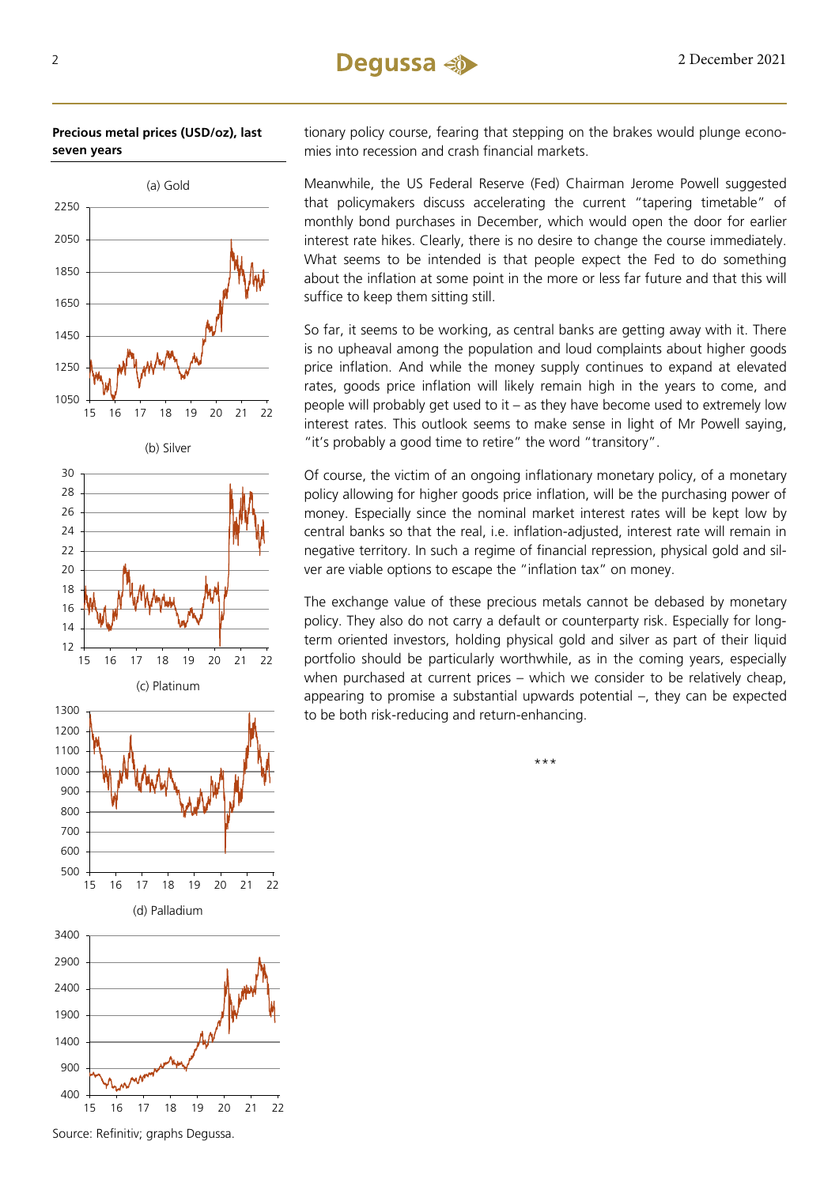**Precious metal prices (USD/oz), last seven years**

(a) Gold

(b) Silver

(c) Platinum

(d) Palladium

Source: Refinitiv; graphs Degussa.

tionary policy course, fearing that stepping on the brakes would plunge economies into recession and crash financial markets.

Meanwhile, the US Federal Reserve (Fed) Chairman Jerome Powell suggested that policymakers discuss accelerating the current "tapering timetable" of monthly bond purchases in December, which would open the door for earlier interest rate hikes. Clearly, there is no desire to change the course immediately. What seems to be intended is that people expect the Fed to do something about the inflation at some point in the more or less far future and that this will suffice to keep them sitting still.

So far, it seems to be working, as central banks are getting away with it. There is no upheaval among the population and loud complaints about higher goods price inflation. And while the money supply continues to expand at elevated rates, goods price inflation will likely remain high in the years to come, and people will probably get used to it – as they have become used to extremely low interest rates. This outlook seems to make sense in light of Mr Powell saying, "it's probably a good time to retire" the word "transitory".

Of course, the victim of an ongoing inflationary monetary policy, of a monetary policy allowing for higher goods price inflation, will be the purchasing power of money. Especially since the nominal market interest rates will be kept low by central banks so that the real, i.e. inflation-adjusted, interest rate will remain in negative territory. In such a regime of financial repression, physical gold and silver are viable options to escape the "inflation tax" on money.

The exchange value of these precious metals cannot be debased by monetary policy. They also do not carry a default or counterparty risk. Especially for long-term oriented investors, holding physical gold and silver as part of their liquid portfolio should be particularly worthwhile, as in the coming years, especially when purchased at current prices – which we consider to be relatively cheap, appearing to promise a substantial upwards potential –, they can be expected to be both risk-reducing and return-enhancing.

\*\*\*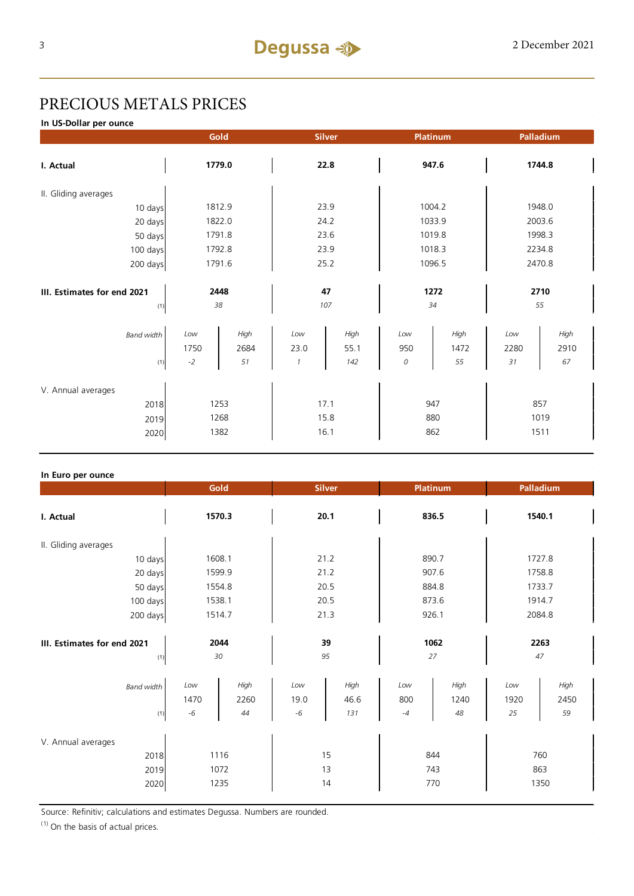# PRECIOUS METALS PRICES

**In US-Dollar per ounce**

| | Gold | | Silver | | Platinum | | Palladium | |
|---|---|---|---|---|---|---|---|---|
| **I. Actual** | **1779.0** | | **22.8** | | **947.6** | | **1744.8** | |
| II. Gliding averages | | | | | | | | |
| 10 days | 1812.9 | | 23.9 | | 1004.2 | | 1948.0 | |
| 20 days | 1822.0 | | 24.2 | | 1033.9 | | 2003.6 | |
| 50 days | 1791.8 | | 23.6 | | 1019.8 | | 1998.3 | |
| 100 days | 1792.8 | | 23.9 | | 1018.3 | | 2234.8 | |
| 200 days | 1791.6 | | 25.2 | | 1096.5 | | 2470.8 | |
| **III. Estimates for end 2021** | **2448** | | **47** | | **1272** | | **2710** | |
| (1) | *38* | | *107* | | *34* | | *55* | |
| *Band width* | *Low* | *High* | *Low* | *High* | *Low* | *High* | *Low* | *High* |
| | 1750 | 2684 | 23.0 | 55.1 | 950 | 1472 | 2280 | 2910 |
| (1) | *-2* | *51* | *1* | *142* | *0* | *55* | *31* | *67* |
| V. Annual averages | | | | | | | | |
| 2018 | 1253 | | 17.1 | | 947 | | 857 | |
| 2019 | 1268 | | 15.8 | | 880 | | 1019 | |
| 2020 | 1382 | | 16.1 | | 862 | | 1511 | |

**In Euro per ounce**

| | Gold | | Silver | | Platinum | | Palladium | |
|---|---|---|---|---|---|---|---|---|
| **I. Actual** | **1570.3** | | **20.1** | | **836.5** | | **1540.1** | |
| II. Gliding averages | | | | | | | | |
| 10 days | 1608.1 | | 21.2 | | 890.7 | | 1727.8 | |
| 20 days | 1599.9 | | 21.2 | | 907.6 | | 1758.8 | |
| 50 days | 1554.8 | | 20.5 | | 884.8 | | 1733.7 | |
| 100 days | 1538.1 | | 20.5 | | 873.6 | | 1914.7 | |
| 200 days | 1514.7 | | 21.3 | | 926.1 | | 2084.8 | |
| **III. Estimates for end 2021** | **2044** | | **39** | | **1062** | | **2263** | |
| (1) | *30* | | *95* | | *27* | | *47* | |
| *Band width* | *Low* | *High* | *Low* | *High* | *Low* | *High* | *Low* | *High* |
| | 1470 | 2260 | 19.0 | 46.6 | 800 | 1240 | 1920 | 2450 |
| (1) | *-6* | *44* | *-6* | *131* | *-4* | *48* | *25* | *59* |
| V. Annual averages | | | | | | | | |
| 2018 | 1116 | | 15 | | 844 | | 760 | |
| 2019 | 1072 | | 13 | | 743 | | 863 | |
| 2020 | 1235 | | 14 | | 770 | | 1350 | |

Source: Refinitiv; calculations and estimates Degussa. Numbers are rounded.

(1) On the basis of actual prices.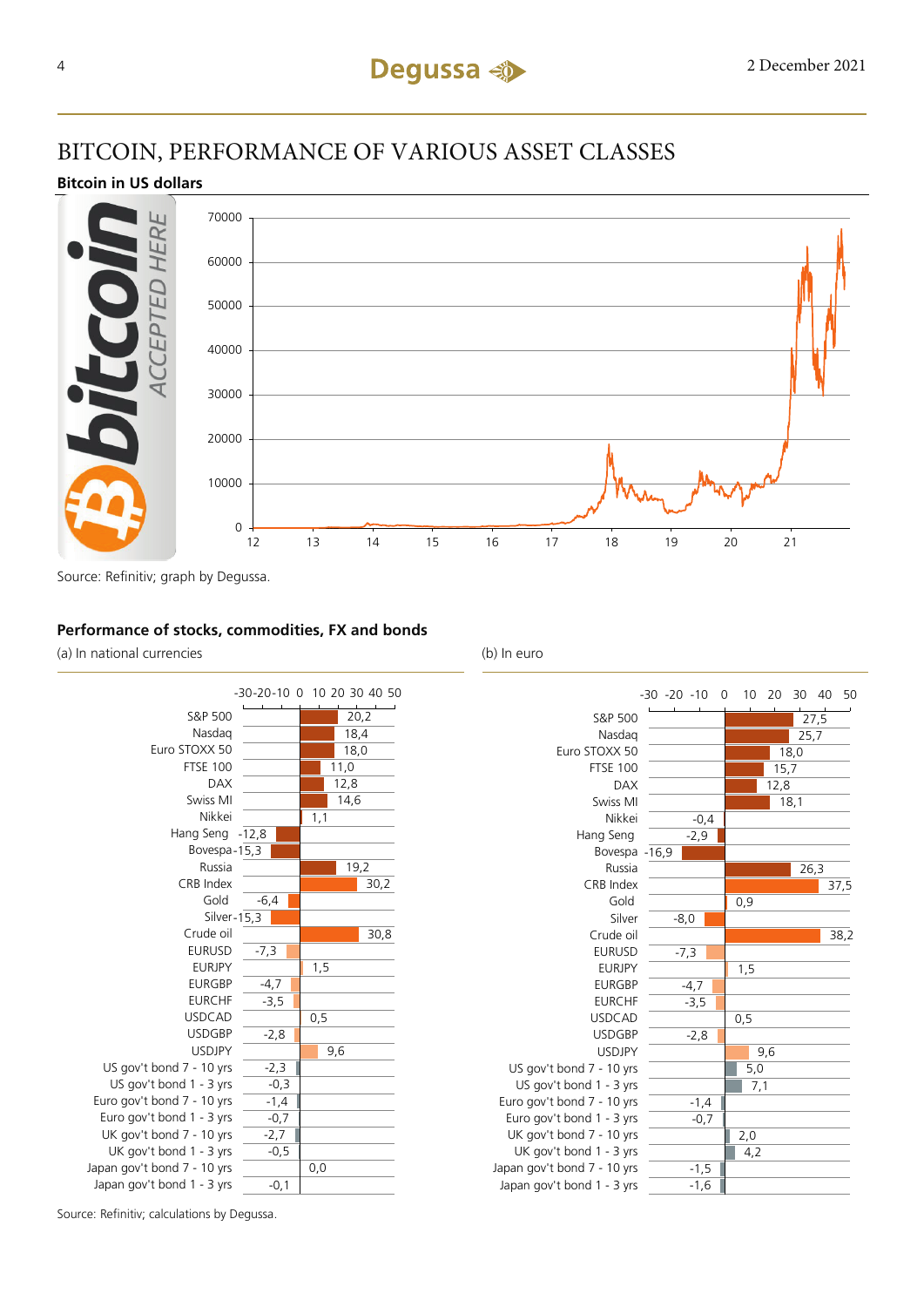# BITCOIN, PERFORMANCE OF VARIOUS ASSET CLASSES

**Bitcoin in US dollars**

Source: Refinitiv; graph by Degussa.

**Performance of stocks, commodities, FX and bonds**

| | (a) In national currencies | (b) In euro |
|---|---|---|
| S&P 500 | 20,2 | 27,5 |
| Nasdaq | 18,4 | 25,7 |
| Euro STOXX 50 | 18,0 | 18,0 |
| FTSE 100 | 11,0 | 15,7 |
| DAX | 12,8 | 12,8 |
| Swiss MI | 14,6 | 18,1 |
| Nikkei | 1,1 | -0,4 |
| Hang Seng | -12,8 | -2,9 |
| Bovespa | -15,3 | -16,9 |
| Russia | 19,2 | 26,3 |
| CRB Index | 30,2 | 37,5 |
| Gold | -6,4 | 0,9 |
| Silver | -15,3 | -8,0 |
| Crude oil | 30,8 | 38,2 |
| EURUSD | -7,3 | -7,3 |
| EURJPY | 1,5 | 1,5 |
| EURGBP | -4,7 | -4,7 |
| EURCHF | -3,5 | -3,5 |
| USDCAD | 0,5 | 0,5 |
| USDGBP | -2,8 | -2,8 |
| USDJPY | 9,6 | 9,6 |
| US gov't bond 7 - 10 yrs | -2,3 | 5,0 |
| US gov't bond 1 - 3 yrs | -0,3 | 7,1 |
| Euro gov't bond 7 - 10 yrs | -1,4 | -1,4 |
| Euro gov't bond 1 - 3 yrs | -0,7 | -0,7 |
| UK gov't bond 7 - 10 yrs | -2,7 | 2,0 |
| UK gov't bond 1 - 3 yrs | -0,5 | 4,2 |
| Japan gov't bond 7 - 10 yrs | 0,0 | -1,5 |
| Japan gov't bond 1 - 3 yrs | -0,1 | -1,6 |

Source: Refinitiv; calculations by Degussa.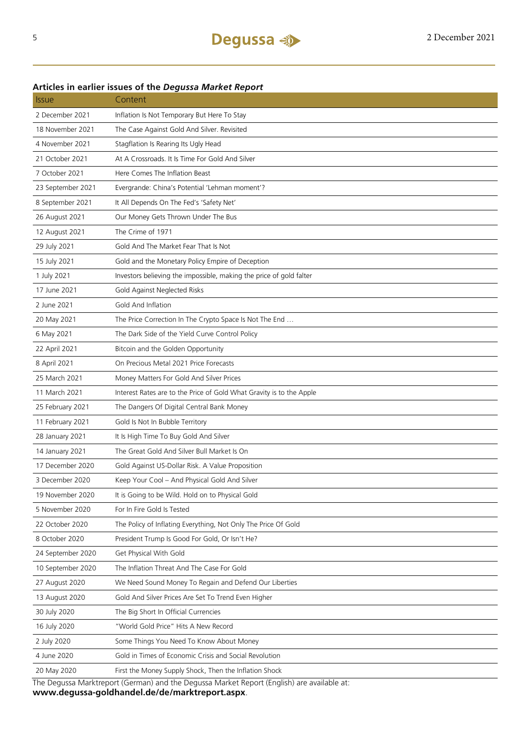### Articles in earlier issues of the *Degussa Market Report*

| Issue | Content |
|---|---|
| 2 December 2021 | Inflation Is Not Temporary But Here To Stay |
| 18 November 2021 | The Case Against Gold And Silver. Revisited |
| 4 November 2021 | Stagflation Is Rearing Its Ugly Head |
| 21 October 2021 | At A Crossroads. It Is Time For Gold And Silver |
| 7 October 2021 | Here Comes The Inflation Beast |
| 23 September 2021 | Evergrande: China's Potential 'Lehman moment'? |
| 8 September 2021 | It All Depends On The Fed's 'Safety Net' |
| 26 August 2021 | Our Money Gets Thrown Under The Bus |
| 12 August 2021 | The Crime of 1971 |
| 29 July 2021 | Gold And The Market Fear That Is Not |
| 15 July 2021 | Gold and the Monetary Policy Empire of Deception |
| 1 July 2021 | Investors believing the impossible, making the price of gold falter |
| 17 June 2021 | Gold Against Neglected Risks |
| 2 June 2021 | Gold And Inflation |
| 20 May 2021 | The Price Correction In The Crypto Space Is Not The End … |
| 6 May 2021 | The Dark Side of the Yield Curve Control Policy |
| 22 April 2021 | Bitcoin and the Golden Opportunity |
| 8 April 2021 | On Precious Metal 2021 Price Forecasts |
| 25 March 2021 | Money Matters For Gold And Silver Prices |
| 11 March 2021 | Interest Rates are to the Price of Gold What Gravity is to the Apple |
| 25 February 2021 | The Dangers Of Digital Central Bank Money |
| 11 February 2021 | Gold Is Not In Bubble Territory |
| 28 January 2021 | It Is High Time To Buy Gold And Silver |
| 14 January 2021 | The Great Gold And Silver Bull Market Is On |
| 17 December 2020 | Gold Against US-Dollar Risk. A Value Proposition |
| 3 December 2020 | Keep Your Cool – And Physical Gold And Silver |
| 19 November 2020 | It is Going to be Wild. Hold on to Physical Gold |
| 5 November 2020 | For In Fire Gold Is Tested |
| 22 October 2020 | The Policy of Inflating Everything, Not Only The Price Of Gold |
| 8 October 2020 | President Trump Is Good For Gold, Or Isn't He? |
| 24 September 2020 | Get Physical With Gold |
| 10 September 2020 | The Inflation Threat And The Case For Gold |
| 27 August 2020 | We Need Sound Money To Regain and Defend Our Liberties |
| 13 August 2020 | Gold And Silver Prices Are Set To Trend Even Higher |
| 30 July 2020 | The Big Short In Official Currencies |
| 16 July 2020 | "World Gold Price" Hits A New Record |
| 2 July 2020 | Some Things You Need To Know About Money |
| 4 June 2020 | Gold in Times of Economic Crisis and Social Revolution |
| 20 May 2020 | First the Money Supply Shock, Then the Inflation Shock |

The Degussa Marktreport (German) and the Degussa Market Report (English) are available at:
**www.degussa-goldhandel.de/de/marktreport.aspx**.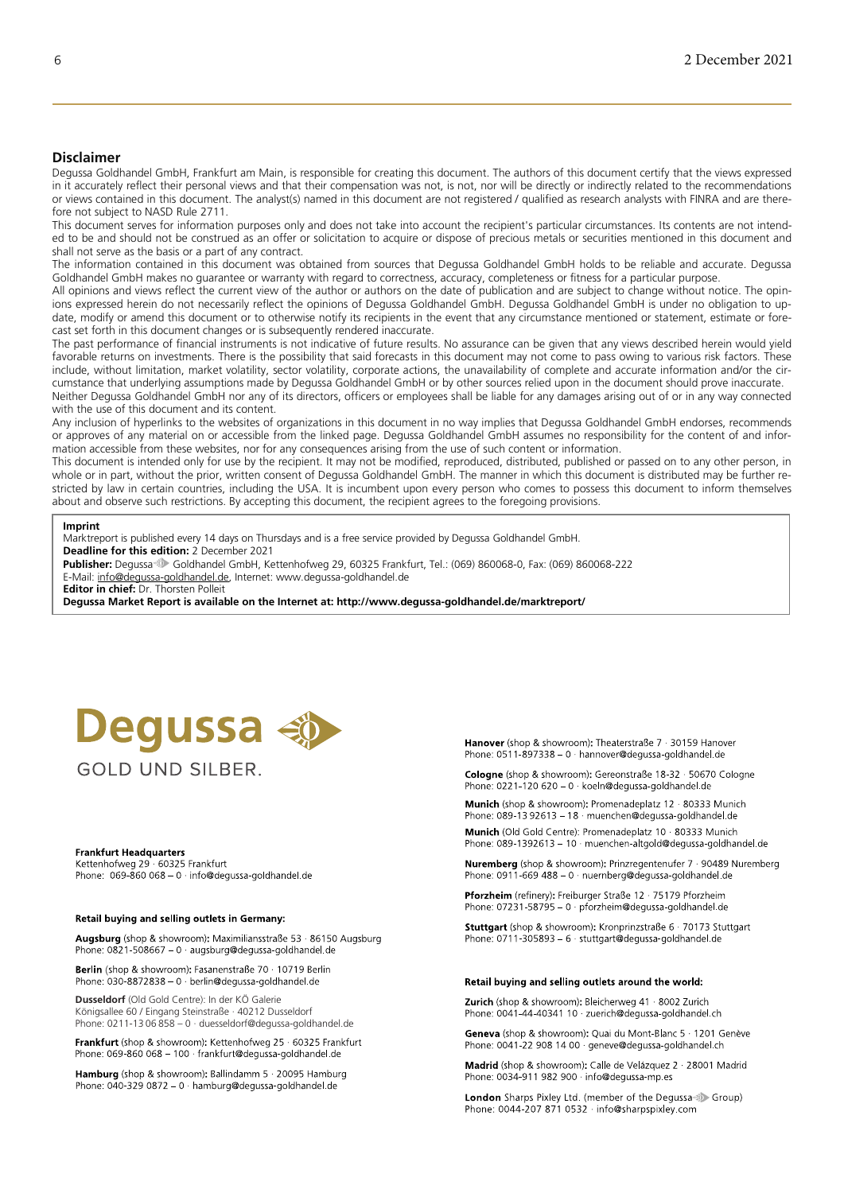## Disclaimer

Degussa Goldhandel GmbH, Frankfurt am Main, is responsible for creating this document. The authors of this document certify that the views expressed in it accurately reflect their personal views and that their compensation was not, is not, nor will be directly or indirectly related to the recommendations or views contained in this document. The analyst(s) named in this document are not registered / qualified as research analysts with FINRA and are therefore not subject to NASD Rule 2711.

This document serves for information purposes only and does not take into account the recipient's particular circumstances. Its contents are not intended to be and should not be construed as an offer or solicitation to acquire or dispose of precious metals or securities mentioned in this document and shall not serve as the basis or a part of any contract.

The information contained in this document was obtained from sources that Degussa Goldhandel GmbH holds to be reliable and accurate. Degussa Goldhandel GmbH makes no guarantee or warranty with regard to correctness, accuracy, completeness or fitness for a particular purpose.

All opinions and views reflect the current view of the author or authors on the date of publication and are subject to change without notice. The opinions expressed herein do not necessarily reflect the opinions of Degussa Goldhandel GmbH. Degussa Goldhandel GmbH is under no obligation to update, modify or amend this document or to otherwise notify its recipients in the event that any circumstance mentioned or statement, estimate or forecast set forth in this document changes or is subsequently rendered inaccurate.

The past performance of financial instruments is not indicative of future results. No assurance can be given that any views described herein would yield favorable returns on investments. There is the possibility that said forecasts in this document may not come to pass owing to various risk factors. These include, without limitation, market volatility, sector volatility, corporate actions, the unavailability of complete and accurate information and/or the circumstance that underlying assumptions made by Degussa Goldhandel GmbH or by other sources relied upon in the document should prove inaccurate.

Neither Degussa Goldhandel GmbH nor any of its directors, officers or employees shall be liable for any damages arising out of or in any way connected with the use of this document and its content.

Any inclusion of hyperlinks to the websites of organizations in this document in no way implies that Degussa Goldhandel GmbH endorses, recommends or approves of any material on or accessible from the linked page. Degussa Goldhandel GmbH assumes no responsibility for the content of and information accessible from these websites, nor for any consequences arising from the use of such content or information.

This document is intended only for use by the recipient. It may not be modified, reproduced, distributed, published or passed on to any other person, in whole or in part, without the prior, written consent of Degussa Goldhandel GmbH. The manner in which this document is distributed may be further restricted by law in certain countries, including the USA. It is incumbent upon every person who comes to possess this document to inform themselves about and observe such restrictions. By accepting this document, the recipient agrees to the foregoing provisions.

**Imprint**
Marktreport is published every 14 days on Thursdays and is a free service provided by Degussa Goldhandel GmbH.
**Deadline for this edition:** 2 December 2021
**Publisher:** Degussa Goldhandel GmbH, Kettenhofweg 29, 60325 Frankfurt, Tel.: (069) 860068-0, Fax: (069) 860068-222
E-Mail: info@degussa-goldhandel.de, Internet: www.degussa-goldhandel.de
**Editor in chief:** Dr. Thorsten Polleit
**Degussa Market Report is available on the Internet at: http://www.degussa-goldhandel.de/marktreport/**

Degussa
GOLD UND SILBER.

**Frankfurt Headquarters**
Kettenhofweg 29 · 60325 Frankfurt
Phone: 069-860 068 – 0 · info@degussa-goldhandel.de

**Retail buying and selling outlets in Germany:**

**Augsburg** (shop & showroom): Maximiliansstraße 53 · 86150 Augsburg
Phone: 0821-508667 – 0 · augsburg@degussa-goldhandel.de

**Berlin** (shop & showroom): Fasanenstraße 70 · 10719 Berlin
Phone: 030-8872838 – 0 · berlin@degussa-goldhandel.de

**Dusseldorf** (Old Gold Centre): In der KÖ Galerie
Königsallee 60 / Eingang Steinstraße · 40212 Dusseldorf
Phone: 0211-13 06 858 – 0 · duesseldorf@degussa-goldhandel.de

**Frankfurt** (shop & showroom): Kettenhofweg 25 · 60325 Frankfurt
Phone: 069-860 068 – 100 · frankfurt@degussa-goldhandel.de

**Hamburg** (shop & showroom): Ballindamm 5 · 20095 Hamburg
Phone: 040-329 0872 – 0 · hamburg@degussa-goldhandel.de

**Hanover** (shop & showroom): Theaterstraße 7 · 30159 Hanover
Phone: 0511-897338 – 0 · hannover@degussa-goldhandel.de

**Cologne** (shop & showroom): Gereonstraße 18-32 · 50670 Cologne
Phone: 0221-120 620 – 0 · koeln@degussa-goldhandel.de

**Munich** (shop & showroom): Promenadeplatz 12 · 80333 Munich
Phone: 089-13 92613 – 18 · muenchen@degussa-goldhandel.de

**Munich** (Old Gold Centre): Promenadeplatz 10 · 80333 Munich
Phone: 089-1392613 – 10 · muenchen-altgold@degussa-goldhandel.de

**Nuremberg** (shop & showroom): Prinzregentenufer 7 · 90489 Nuremberg
Phone: 0911-669 488 – 0 · nuernberg@degussa-goldhandel.de

**Pforzheim** (refinery): Freiburger Straße 12 · 75179 Pforzheim
Phone: 07231-58795 – 0 · pforzheim@degussa-goldhandel.de

**Stuttgart** (shop & showroom): Kronprinzstraße 6 · 70173 Stuttgart
Phone: 0711-305893 – 6 · stuttgart@degussa-goldhandel.de

**Retail buying and selling outlets around the world:**

**Zurich** (shop & showroom): Bleicherweg 41 · 8002 Zurich
Phone: 0041-44-40341 10 · zuerich@degussa-goldhandel.ch

**Geneva** (shop & showroom): Quai du Mont-Blanc 5 · 1201 Genève
Phone: 0041-22 908 14 00 · geneve@degussa-goldhandel.ch

**Madrid** (shop & showroom): Calle de Velázquez 2 · 28001 Madrid
Phone: 0034-911 982 900 · info@degussa-mp.es

**London** Sharps Pixley Ltd. (member of the Degussa Group)
Phone: 0044-207 871 0532 · info@sharpspixley.com